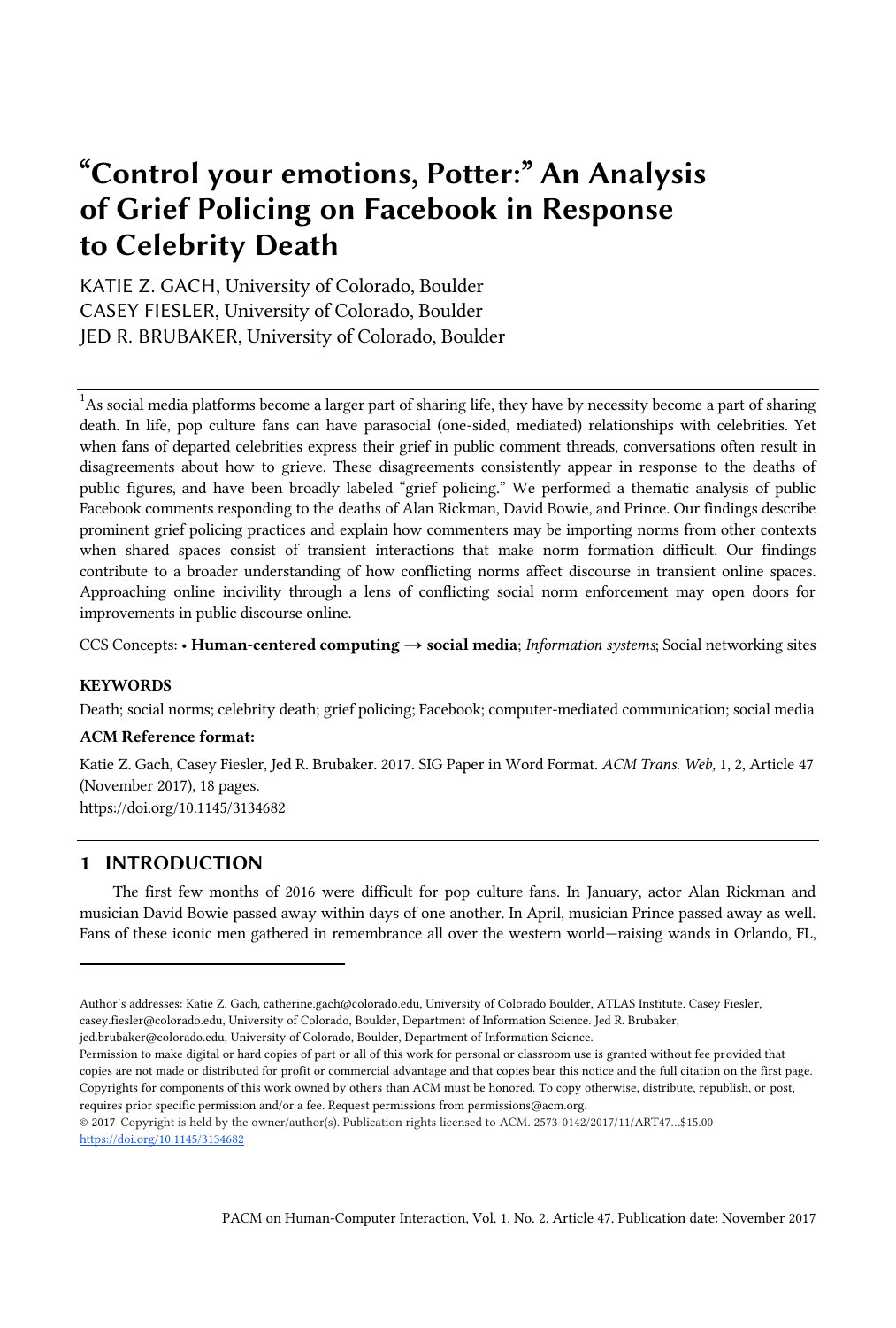# "Control your emotions, Potter:" An Analysis of Grief Policing on Facebook in Response to Celebrity Death

KATIE Z. GACH, University of Colorado, Boulder
CASEY FIESLER, University of Colorado, Boulder
JED R. BRUBAKER, University of Colorado, Boulder

[1]As social media platforms become a larger part of sharing life, they have by necessity become a part of sharing death. In life, pop culture fans can have parasocial (one-sided, mediated) relationships with celebrities. Yet when fans of departed celebrities express their grief in public comment threads, conversations often result in disagreements about how to grieve. These disagreements consistently appear in response to the deaths of public figures, and have been broadly labeled "grief policing." We performed a thematic analysis of public Facebook comments responding to the deaths of Alan Rickman, David Bowie, and Prince. Our findings describe prominent grief policing practices and explain how commenters may be importing norms from other contexts when shared spaces consist of transient interactions that make norm formation difficult. Our findings contribute to a broader understanding of how conflicting norms affect discourse in transient online spaces. Approaching online incivility through a lens of conflicting social norm enforcement may open doors for improvements in public discourse online.

CCS Concepts: • **Human-centered computing → social media**; *Information systems*; Social networking sites

**KEYWORDS**

Death; social norms; celebrity death; grief policing; Facebook; computer-mediated communication; social media

**ACM Reference format:**

Katie Z. Gach, Casey Fiesler, Jed R. Brubaker. 2017. SIG Paper in Word Format. *ACM Trans. Web,* 1, 2, Article 47 (November 2017), 18 pages.
https://doi.org/10.1145/3134682

## 1 INTRODUCTION

The first few months of 2016 were difficult for pop culture fans. In January, actor Alan Rickman and musician David Bowie passed away within days of one another. In April, musician Prince passed away as well. Fans of these iconic men gathered in remembrance all over the western world—raising wands in Orlando, FL,

---

Author's addresses: Katie Z. Gach, catherine.gach@colorado.edu, University of Colorado Boulder, ATLAS Institute. Casey Fiesler, casey.fiesler@colorado.edu, University of Colorado, Boulder, Department of Information Science. Jed R. Brubaker, jed.brubaker@colorado.edu, University of Colorado, Boulder, Department of Information Science.

Permission to make digital or hard copies of part or all of this work for personal or classroom use is granted without fee provided that copies are not made or distributed for profit or commercial advantage and that copies bear this notice and the full citation on the first page. Copyrights for components of this work owned by others than ACM must be honored. To copy otherwise, distribute, republish, or post, requires prior specific permission and/or a fee. Request permissions from permissions@acm.org.

© 2017 Copyright is held by the owner/author(s). Publication rights licensed to ACM. 2573-0142/2017/11/ART47...$15.00
https://doi.org/10.1145/3134682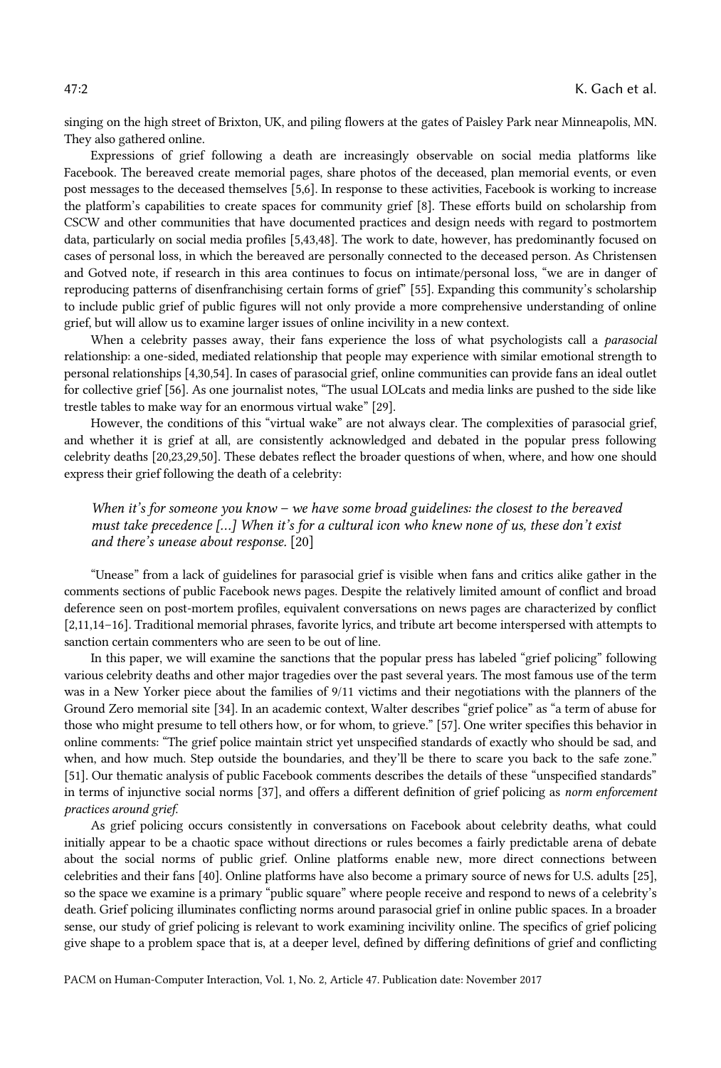singing on the high street of Brixton, UK, and piling flowers at the gates of Paisley Park near Minneapolis, MN. They also gathered online.

Expressions of grief following a death are increasingly observable on social media platforms like Facebook. The bereaved create memorial pages, share photos of the deceased, plan memorial events, or even post messages to the deceased themselves [5,6]. In response to these activities, Facebook is working to increase the platform's capabilities to create spaces for community grief [8]. These efforts build on scholarship from CSCW and other communities that have documented practices and design needs with regard to postmortem data, particularly on social media profiles [5,43,48]. The work to date, however, has predominantly focused on cases of personal loss, in which the bereaved are personally connected to the deceased person. As Christensen and Gotved note, if research in this area continues to focus on intimate/personal loss, "we are in danger of reproducing patterns of disenfranchising certain forms of grief" [55]. Expanding this community's scholarship to include public grief of public figures will not only provide a more comprehensive understanding of online grief, but will allow us to examine larger issues of online incivility in a new context.

When a celebrity passes away, their fans experience the loss of what psychologists call a *parasocial* relationship: a one-sided, mediated relationship that people may experience with similar emotional strength to personal relationships [4,30,54]. In cases of parasocial grief, online communities can provide fans an ideal outlet for collective grief [56]. As one journalist notes, "The usual LOLcats and media links are pushed to the side like trestle tables to make way for an enormous virtual wake" [29].

However, the conditions of this "virtual wake" are not always clear. The complexities of parasocial grief, and whether it is grief at all, are consistently acknowledged and debated in the popular press following celebrity deaths [20,23,29,50]. These debates reflect the broader questions of when, where, and how one should express their grief following the death of a celebrity:

> *When it's for someone you know – we have some broad guidelines: the closest to the bereaved must take precedence [...] When it's for a cultural icon who knew none of us, these don't exist and there's unease about response.* [20]

"Unease" from a lack of guidelines for parasocial grief is visible when fans and critics alike gather in the comments sections of public Facebook news pages. Despite the relatively limited amount of conflict and broad deference seen on post-mortem profiles, equivalent conversations on news pages are characterized by conflict [2,11,14–16]. Traditional memorial phrases, favorite lyrics, and tribute art become interspersed with attempts to sanction certain commenters who are seen to be out of line.

In this paper, we will examine the sanctions that the popular press has labeled "grief policing" following various celebrity deaths and other major tragedies over the past several years. The most famous use of the term was in a New Yorker piece about the families of 9/11 victims and their negotiations with the planners of the Ground Zero memorial site [34]. In an academic context, Walter describes "grief police" as "a term of abuse for those who might presume to tell others how, or for whom, to grieve." [57]. One writer specifies this behavior in online comments: "The grief police maintain strict yet unspecified standards of exactly who should be sad, and when, and how much. Step outside the boundaries, and they'll be there to scare you back to the safe zone." [51]. Our thematic analysis of public Facebook comments describes the details of these "unspecified standards" in terms of injunctive social norms [37], and offers a different definition of grief policing as *norm enforcement practices around grief.*

As grief policing occurs consistently in conversations on Facebook about celebrity deaths, what could initially appear to be a chaotic space without directions or rules becomes a fairly predictable arena of debate about the social norms of public grief. Online platforms enable new, more direct connections between celebrities and their fans [40]. Online platforms have also become a primary source of news for U.S. adults [25], so the space we examine is a primary "public square" where people receive and respond to news of a celebrity's death. Grief policing illuminates conflicting norms around parasocial grief in online public spaces. In a broader sense, our study of grief policing is relevant to work examining incivility online. The specifics of grief policing give shape to a problem space that is, at a deeper level, defined by differing definitions of grief and conflicting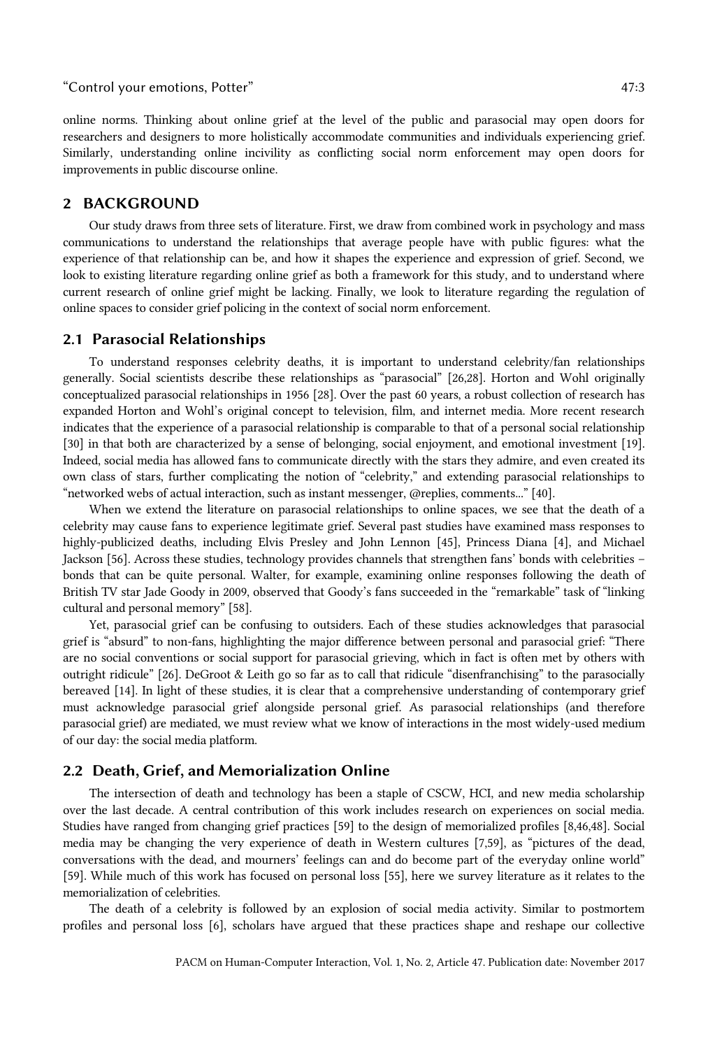online norms. Thinking about online grief at the level of the public and parasocial may open doors for researchers and designers to more holistically accommodate communities and individuals experiencing grief. Similarly, understanding online incivility as conflicting social norm enforcement may open doors for improvements in public discourse online.

## 2 BACKGROUND

Our study draws from three sets of literature. First, we draw from combined work in psychology and mass communications to understand the relationships that average people have with public figures: what the experience of that relationship can be, and how it shapes the experience and expression of grief. Second, we look to existing literature regarding online grief as both a framework for this study, and to understand where current research of online grief might be lacking. Finally, we look to literature regarding the regulation of online spaces to consider grief policing in the context of social norm enforcement.

### 2.1 Parasocial Relationships

To understand responses celebrity deaths, it is important to understand celebrity/fan relationships generally. Social scientists describe these relationships as "parasocial" [26,28]. Horton and Wohl originally conceptualized parasocial relationships in 1956 [28]. Over the past 60 years, a robust collection of research has expanded Horton and Wohl's original concept to television, film, and internet media. More recent research indicates that the experience of a parasocial relationship is comparable to that of a personal social relationship [30] in that both are characterized by a sense of belonging, social enjoyment, and emotional investment [19]. Indeed, social media has allowed fans to communicate directly with the stars they admire, and even created its own class of stars, further complicating the notion of "celebrity," and extending parasocial relationships to "networked webs of actual interaction, such as instant messenger, @replies, comments..." [40].

When we extend the literature on parasocial relationships to online spaces, we see that the death of a celebrity may cause fans to experience legitimate grief. Several past studies have examined mass responses to highly-publicized deaths, including Elvis Presley and John Lennon [45], Princess Diana [4], and Michael Jackson [56]. Across these studies, technology provides channels that strengthen fans' bonds with celebrities – bonds that can be quite personal. Walter, for example, examining online responses following the death of British TV star Jade Goody in 2009, observed that Goody's fans succeeded in the "remarkable" task of "linking cultural and personal memory" [58].

Yet, parasocial grief can be confusing to outsiders. Each of these studies acknowledges that parasocial grief is "absurd" to non-fans, highlighting the major difference between personal and parasocial grief: "There are no social conventions or social support for parasocial grieving, which in fact is often met by others with outright ridicule" [26]. DeGroot & Leith go so far as to call that ridicule "disenfranchising" to the parasocially bereaved [14]. In light of these studies, it is clear that a comprehensive understanding of contemporary grief must acknowledge parasocial grief alongside personal grief. As parasocial relationships (and therefore parasocial grief) are mediated, we must review what we know of interactions in the most widely-used medium of our day: the social media platform.

### 2.2 Death, Grief, and Memorialization Online

The intersection of death and technology has been a staple of CSCW, HCI, and new media scholarship over the last decade. A central contribution of this work includes research on experiences on social media. Studies have ranged from changing grief practices [59] to the design of memorialized profiles [8,46,48]. Social media may be changing the very experience of death in Western cultures [7,59], as "pictures of the dead, conversations with the dead, and mourners' feelings can and do become part of the everyday online world" [59]. While much of this work has focused on personal loss [55], here we survey literature as it relates to the memorialization of celebrities.

The death of a celebrity is followed by an explosion of social media activity. Similar to postmortem profiles and personal loss [6], scholars have argued that these practices shape and reshape our collective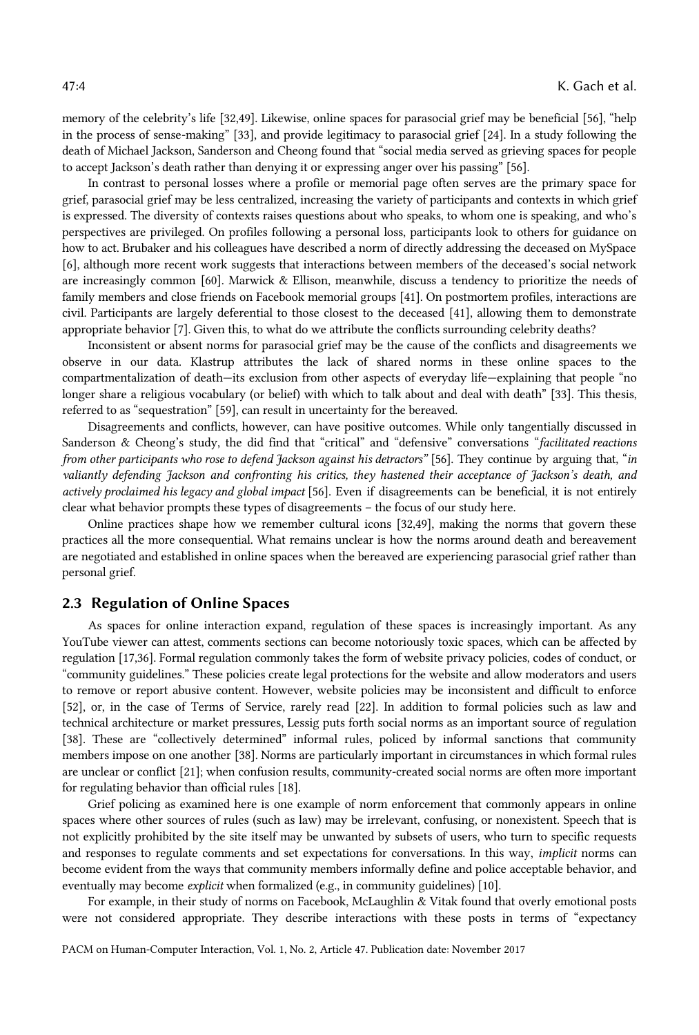memory of the celebrity's life [32,49]. Likewise, online spaces for parasocial grief may be beneficial [56], "help in the process of sense-making" [33], and provide legitimacy to parasocial grief [24]. In a study following the death of Michael Jackson, Sanderson and Cheong found that "social media served as grieving spaces for people to accept Jackson's death rather than denying it or expressing anger over his passing" [56].

In contrast to personal losses where a profile or memorial page often serves are the primary space for grief, parasocial grief may be less centralized, increasing the variety of participants and contexts in which grief is expressed. The diversity of contexts raises questions about who speaks, to whom one is speaking, and who's perspectives are privileged. On profiles following a personal loss, participants look to others for guidance on how to act. Brubaker and his colleagues have described a norm of directly addressing the deceased on MySpace [6], although more recent work suggests that interactions between members of the deceased's social network are increasingly common [60]. Marwick & Ellison, meanwhile, discuss a tendency to prioritize the needs of family members and close friends on Facebook memorial groups [41]. On postmortem profiles, interactions are civil. Participants are largely deferential to those closest to the deceased [41], allowing them to demonstrate appropriate behavior [7]. Given this, to what do we attribute the conflicts surrounding celebrity deaths?

Inconsistent or absent norms for parasocial grief may be the cause of the conflicts and disagreements we observe in our data. Klastrup attributes the lack of shared norms in these online spaces to the compartmentalization of death—its exclusion from other aspects of everyday life—explaining that people "no longer share a religious vocabulary (or belief) with which to talk about and deal with death" [33]. This thesis, referred to as "sequestration" [59], can result in uncertainty for the bereaved.

Disagreements and conflicts, however, can have positive outcomes. While only tangentially discussed in Sanderson & Cheong's study, the did find that "critical" and "defensive" conversations "*facilitated reactions from other participants who rose to defend Jackson against his detractors*" [56]. They continue by arguing that, "*in valiantly defending Jackson and confronting his critics, they hastened their acceptance of Jackson's death, and actively proclaimed his legacy and global impact* [56]. Even if disagreements can be beneficial, it is not entirely clear what behavior prompts these types of disagreements – the focus of our study here.

Online practices shape how we remember cultural icons [32,49], making the norms that govern these practices all the more consequential. What remains unclear is how the norms around death and bereavement are negotiated and established in online spaces when the bereaved are experiencing parasocial grief rather than personal grief.

## 2.3 Regulation of Online Spaces

As spaces for online interaction expand, regulation of these spaces is increasingly important. As any YouTube viewer can attest, comments sections can become notoriously toxic spaces, which can be affected by regulation [17,36]. Formal regulation commonly takes the form of website privacy policies, codes of conduct, or "community guidelines." These policies create legal protections for the website and allow moderators and users to remove or report abusive content. However, website policies may be inconsistent and difficult to enforce [52], or, in the case of Terms of Service, rarely read [22]. In addition to formal policies such as law and technical architecture or market pressures, Lessig puts forth social norms as an important source of regulation [38]. These are "collectively determined" informal rules, policed by informal sanctions that community members impose on one another [38]. Norms are particularly important in circumstances in which formal rules are unclear or conflict [21]; when confusion results, community-created social norms are often more important for regulating behavior than official rules [18].

Grief policing as examined here is one example of norm enforcement that commonly appears in online spaces where other sources of rules (such as law) may be irrelevant, confusing, or nonexistent. Speech that is not explicitly prohibited by the site itself may be unwanted by subsets of users, who turn to specific requests and responses to regulate comments and set expectations for conversations. In this way, *implicit* norms can become evident from the ways that community members informally define and police acceptable behavior, and eventually may become *explicit* when formalized (e.g., in community guidelines) [10].

For example, in their study of norms on Facebook, McLaughlin & Vitak found that overly emotional posts were not considered appropriate. They describe interactions with these posts in terms of "expectancy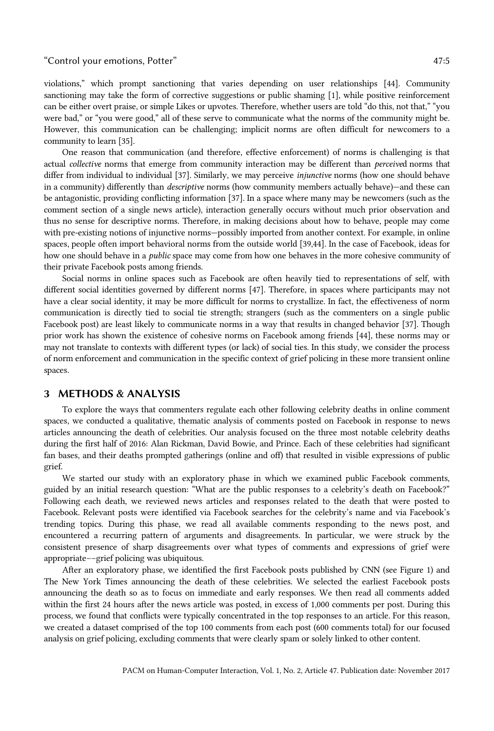violations," which prompt sanctioning that varies depending on user relationships [44]. Community sanctioning may take the form of corrective suggestions or public shaming [1], while positive reinforcement can be either overt praise, or simple Likes or upvotes. Therefore, whether users are told "do this, not that," "you were bad," or "you were good," all of these serve to communicate what the norms of the community might be. However, this communication can be challenging; implicit norms are often difficult for newcomers to a community to learn [35].

One reason that communication (and therefore, effective enforcement) of norms is challenging is that actual *collective* norms that emerge from community interaction may be different than *perceive*d norms that differ from individual to individual [37]. Similarly, we may perceive *injunctive* norms (how one should behave in a community) differently than *descriptive* norms (how community members actually behave)—and these can be antagonistic, providing conflicting information [37]. In a space where many may be newcomers (such as the comment section of a single news article), interaction generally occurs without much prior observation and thus no sense for descriptive norms. Therefore, in making decisions about how to behave, people may come with pre-existing notions of injunctive norms—possibly imported from another context. For example, in online spaces, people often import behavioral norms from the outside world [39,44]. In the case of Facebook, ideas for how one should behave in a *public* space may come from how one behaves in the more cohesive community of their private Facebook posts among friends.

Social norms in online spaces such as Facebook are often heavily tied to representations of self, with different social identities governed by different norms [47]. Therefore, in spaces where participants may not have a clear social identity, it may be more difficult for norms to crystallize. In fact, the effectiveness of norm communication is directly tied to social tie strength; strangers (such as the commenters on a single public Facebook post) are least likely to communicate norms in a way that results in changed behavior [37]. Though prior work has shown the existence of cohesive norms on Facebook among friends [44], these norms may or may not translate to contexts with different types (or lack) of social ties. In this study, we consider the process of norm enforcement and communication in the specific context of grief policing in these more transient online spaces.

## 3 METHODS & ANALYSIS

To explore the ways that commenters regulate each other following celebrity deaths in online comment spaces, we conducted a qualitative, thematic analysis of comments posted on Facebook in response to news articles announcing the death of celebrities. Our analysis focused on the three most notable celebrity deaths during the first half of 2016: Alan Rickman, David Bowie, and Prince. Each of these celebrities had significant fan bases, and their deaths prompted gatherings (online and off) that resulted in visible expressions of public grief.

We started our study with an exploratory phase in which we examined public Facebook comments, guided by an initial research question: "What are the public responses to a celebrity's death on Facebook?" Following each death, we reviewed news articles and responses related to the death that were posted to Facebook. Relevant posts were identified via Facebook searches for the celebrity's name and via Facebook's trending topics. During this phase, we read all available comments responding to the news post, and encountered a recurring pattern of arguments and disagreements. In particular, we were struck by the consistent presence of sharp disagreements over what types of comments and expressions of grief were appropriate––grief policing was ubiquitous.

After an exploratory phase, we identified the first Facebook posts published by CNN (see Figure 1) and The New York Times announcing the death of these celebrities. We selected the earliest Facebook posts announcing the death so as to focus on immediate and early responses. We then read all comments added within the first 24 hours after the news article was posted, in excess of 1,000 comments per post. During this process, we found that conflicts were typically concentrated in the top responses to an article. For this reason, we created a dataset comprised of the top 100 comments from each post (600 comments total) for our focused analysis on grief policing, excluding comments that were clearly spam or solely linked to other content.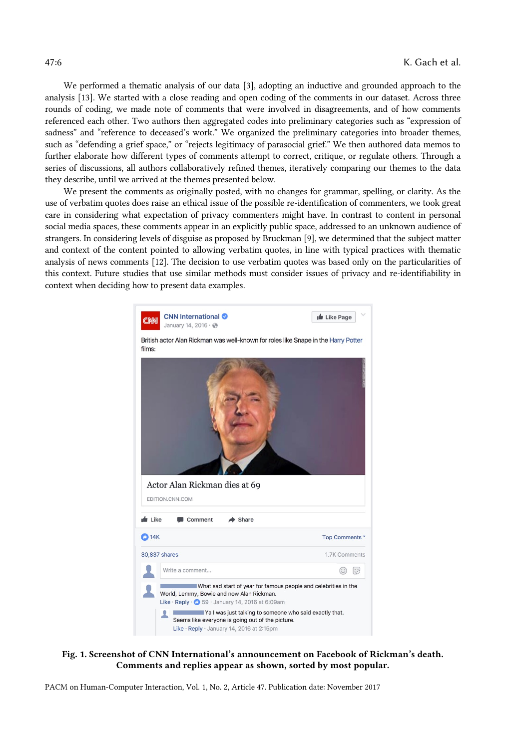We performed a thematic analysis of our data [3], adopting an inductive and grounded approach to the analysis [13]. We started with a close reading and open coding of the comments in our dataset. Across three rounds of coding, we made note of comments that were involved in disagreements, and of how comments referenced each other. Two authors then aggregated codes into preliminary categories such as "expression of sadness" and "reference to deceased's work." We organized the preliminary categories into broader themes, such as "defending a grief space," or "rejects legitimacy of parasocial grief." We then authored data memos to further elaborate how different types of comments attempt to correct, critique, or regulate others. Through a series of discussions, all authors collaboratively refined themes, iteratively comparing our themes to the data they describe, until we arrived at the themes presented below.

We present the comments as originally posted, with no changes for grammar, spelling, or clarity. As the use of verbatim quotes does raise an ethical issue of the possible re-identification of commenters, we took great care in considering what expectation of privacy commenters might have. In contrast to content in personal social media spaces, these comments appear in an explicitly public space, addressed to an unknown audience of strangers. In considering levels of disguise as proposed by Bruckman [9], we determined that the subject matter and context of the content pointed to allowing verbatim quotes, in line with typical practices with thematic analysis of news comments [12]. The decision to use verbatim quotes was based only on the particularities of this context. Future studies that use similar methods must consider issues of privacy and re-identifiability in context when deciding how to present data examples.

**Fig. 1. Screenshot of CNN International's announcement on Facebook of Rickman's death. Comments and replies appear as shown, sorted by most popular.**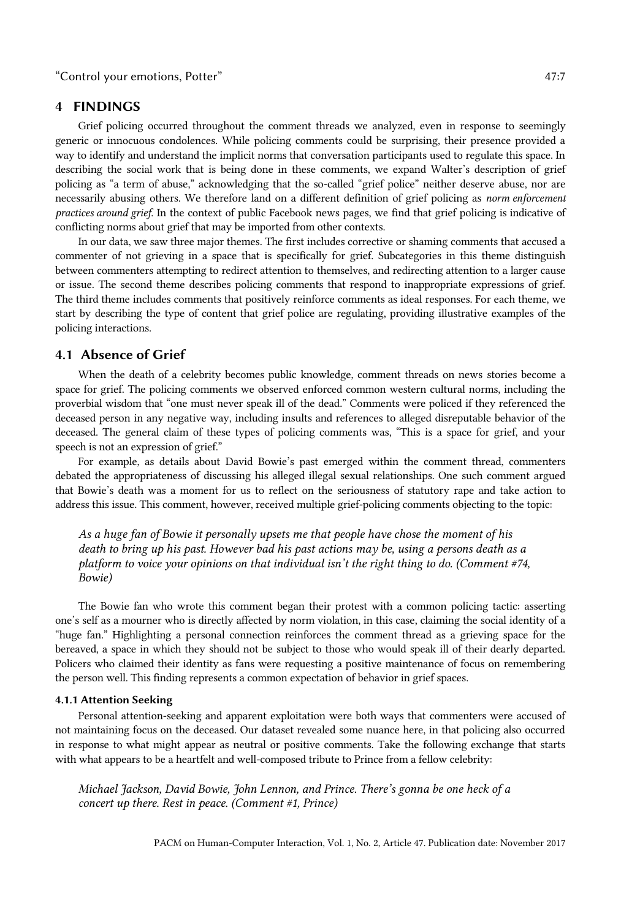## 4 FINDINGS

Grief policing occurred throughout the comment threads we analyzed, even in response to seemingly generic or innocuous condolences. While policing comments could be surprising, their presence provided a way to identify and understand the implicit norms that conversation participants used to regulate this space. In describing the social work that is being done in these comments, we expand Walter's description of grief policing as "a term of abuse," acknowledging that the so-called "grief police" neither deserve abuse, nor are necessarily abusing others. We therefore land on a different definition of grief policing as *norm enforcement practices around grief*. In the context of public Facebook news pages, we find that grief policing is indicative of conflicting norms about grief that may be imported from other contexts.

In our data, we saw three major themes. The first includes corrective or shaming comments that accused a commenter of not grieving in a space that is specifically for grief. Subcategories in this theme distinguish between commenters attempting to redirect attention to themselves, and redirecting attention to a larger cause or issue. The second theme describes policing comments that respond to inappropriate expressions of grief. The third theme includes comments that positively reinforce comments as ideal responses. For each theme, we start by describing the type of content that grief police are regulating, providing illustrative examples of the policing interactions.

### 4.1 Absence of Grief

When the death of a celebrity becomes public knowledge, comment threads on news stories become a space for grief. The policing comments we observed enforced common western cultural norms, including the proverbial wisdom that "one must never speak ill of the dead." Comments were policed if they referenced the deceased person in any negative way, including insults and references to alleged disreputable behavior of the deceased. The general claim of these types of policing comments was, "This is a space for grief, and your speech is not an expression of grief."

For example, as details about David Bowie's past emerged within the comment thread, commenters debated the appropriateness of discussing his alleged illegal sexual relationships. One such comment argued that Bowie's death was a moment for us to reflect on the seriousness of statutory rape and take action to address this issue. This comment, however, received multiple grief-policing comments objecting to the topic:

> *As a huge fan of Bowie it personally upsets me that people have chose the moment of his death to bring up his past. However bad his past actions may be, using a persons death as a platform to voice your opinions on that individual isn't the right thing to do. (Comment #74, Bowie)*

The Bowie fan who wrote this comment began their protest with a common policing tactic: asserting one's self as a mourner who is directly affected by norm violation, in this case, claiming the social identity of a "huge fan." Highlighting a personal connection reinforces the comment thread as a grieving space for the bereaved, a space in which they should not be subject to those who would speak ill of their dearly departed. Policers who claimed their identity as fans were requesting a positive maintenance of focus on remembering the person well. This finding represents a common expectation of behavior in grief spaces.

#### 4.1.1 Attention Seeking

Personal attention-seeking and apparent exploitation were both ways that commenters were accused of not maintaining focus on the deceased. Our dataset revealed some nuance here, in that policing also occurred in response to what might appear as neutral or positive comments. Take the following exchange that starts with what appears to be a heartfelt and well-composed tribute to Prince from a fellow celebrity:

> *Michael Jackson, David Bowie, John Lennon, and Prince. There's gonna be one heck of a concert up there. Rest in peace. (Comment #1, Prince)*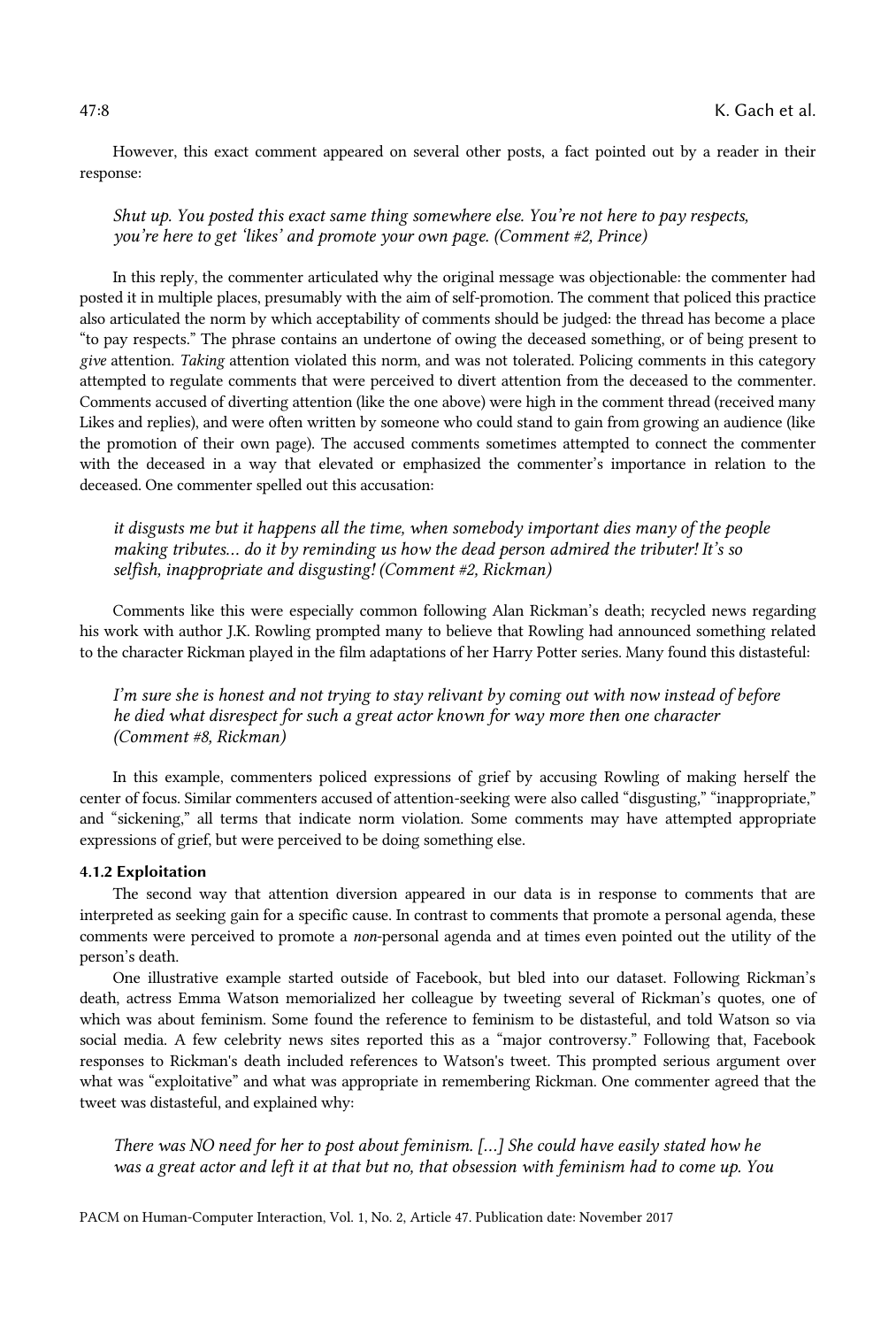However, this exact comment appeared on several other posts, a fact pointed out by a reader in their response:

> *Shut up. You posted this exact same thing somewhere else. You're not here to pay respects, you're here to get 'likes' and promote your own page. (Comment #2, Prince)*

In this reply, the commenter articulated why the original message was objectionable: the commenter had posted it in multiple places, presumably with the aim of self-promotion. The comment that policed this practice also articulated the norm by which acceptability of comments should be judged: the thread has become a place "to pay respects." The phrase contains an undertone of owing the deceased something, or of being present to *give* attention. *Taking* attention violated this norm, and was not tolerated. Policing comments in this category attempted to regulate comments that were perceived to divert attention from the deceased to the commenter. Comments accused of diverting attention (like the one above) were high in the comment thread (received many Likes and replies), and were often written by someone who could stand to gain from growing an audience (like the promotion of their own page). The accused comments sometimes attempted to connect the commenter with the deceased in a way that elevated or emphasized the commenter's importance in relation to the deceased. One commenter spelled out this accusation:

> *it disgusts me but it happens all the time, when somebody important dies many of the people making tributes… do it by reminding us how the dead person admired the tributer! It's so selfish, inappropriate and disgusting! (Comment #2, Rickman)*

Comments like this were especially common following Alan Rickman's death; recycled news regarding his work with author J.K. Rowling prompted many to believe that Rowling had announced something related to the character Rickman played in the film adaptations of her Harry Potter series. Many found this distasteful:

> *I'm sure she is honest and not trying to stay relivant by coming out with now instead of before he died what disrespect for such a great actor known for way more then one character (Comment #8, Rickman)*

In this example, commenters policed expressions of grief by accusing Rowling of making herself the center of focus. Similar commenters accused of attention-seeking were also called "disgusting," "inappropriate," and "sickening," all terms that indicate norm violation. Some comments may have attempted appropriate expressions of grief, but were perceived to be doing something else.

#### 4.1.2 Exploitation

The second way that attention diversion appeared in our data is in response to comments that are interpreted as seeking gain for a specific cause. In contrast to comments that promote a personal agenda, these comments were perceived to promote a *non*-personal agenda and at times even pointed out the utility of the person's death.

One illustrative example started outside of Facebook, but bled into our dataset. Following Rickman's death, actress Emma Watson memorialized her colleague by tweeting several of Rickman's quotes, one of which was about feminism. Some found the reference to feminism to be distasteful, and told Watson so via social media. A few celebrity news sites reported this as a "major controversy." Following that, Facebook responses to Rickman's death included references to Watson's tweet. This prompted serious argument over what was "exploitative" and what was appropriate in remembering Rickman. One commenter agreed that the tweet was distasteful, and explained why:

> *There was NO need for her to post about feminism. […] She could have easily stated how he was a great actor and left it at that but no, that obsession with feminism had to come up. You*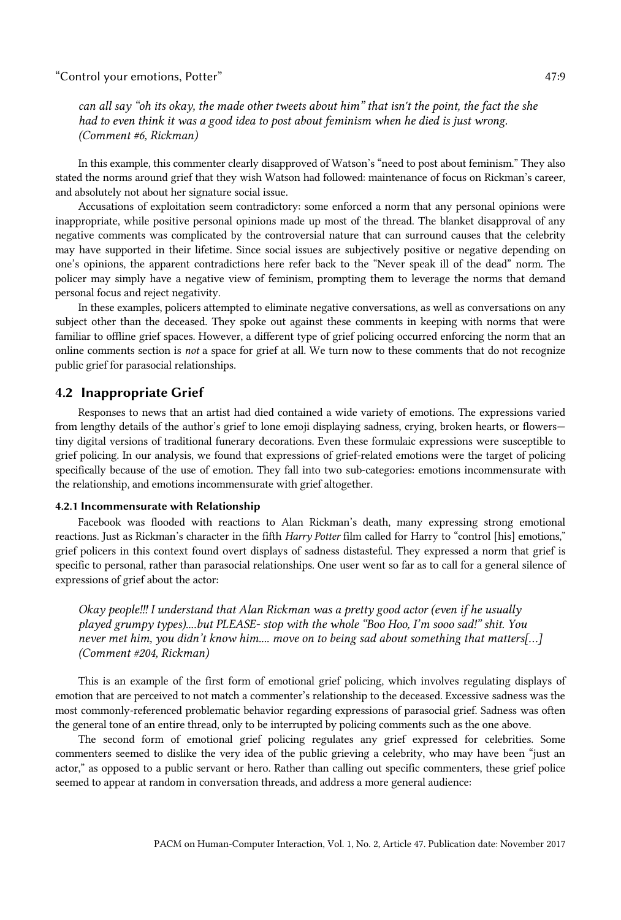*can all say "oh its okay, the made other tweets about him" that isn't the point, the fact the she had to even think it was a good idea to post about feminism when he died is just wrong. (Comment #6, Rickman)*

In this example, this commenter clearly disapproved of Watson's "need to post about feminism." They also stated the norms around grief that they wish Watson had followed: maintenance of focus on Rickman's career, and absolutely not about her signature social issue.

Accusations of exploitation seem contradictory: some enforced a norm that any personal opinions were inappropriate, while positive personal opinions made up most of the thread. The blanket disapproval of any negative comments was complicated by the controversial nature that can surround causes that the celebrity may have supported in their lifetime. Since social issues are subjectively positive or negative depending on one's opinions, the apparent contradictions here refer back to the "Never speak ill of the dead" norm. The policer may simply have a negative view of feminism, prompting them to leverage the norms that demand personal focus and reject negativity.

In these examples, policers attempted to eliminate negative conversations, as well as conversations on any subject other than the deceased. They spoke out against these comments in keeping with norms that were familiar to offline grief spaces. However, a different type of grief policing occurred enforcing the norm that an online comments section is *not* a space for grief at all. We turn now to these comments that do not recognize public grief for parasocial relationships.

## 4.2 Inappropriate Grief

Responses to news that an artist had died contained a wide variety of emotions. The expressions varied from lengthy details of the author's grief to lone emoji displaying sadness, crying, broken hearts, or flowers—tiny digital versions of traditional funerary decorations. Even these formulaic expressions were susceptible to grief policing. In our analysis, we found that expressions of grief-related emotions were the target of policing specifically because of the use of emotion. They fall into two sub-categories: emotions incommensurate with the relationship, and emotions incommensurate with grief altogether.

### 4.2.1 Incommensurate with Relationship

Facebook was flooded with reactions to Alan Rickman's death, many expressing strong emotional reactions. Just as Rickman's character in the fifth *Harry Potter* film called for Harry to "control [his] emotions," grief policers in this context found overt displays of sadness distasteful. They expressed a norm that grief is specific to personal, rather than parasocial relationships. One user went so far as to call for a general silence of expressions of grief about the actor:

*Okay people!!! I understand that Alan Rickman was a pretty good actor (even if he usually played grumpy types)....but PLEASE- stop with the whole "Boo Hoo, I'm sooo sad!" shit. You never met him, you didn't know him.... move on to being sad about something that matters[...] (Comment #204, Rickman)*

This is an example of the first form of emotional grief policing, which involves regulating displays of emotion that are perceived to not match a commenter's relationship to the deceased. Excessive sadness was the most commonly-referenced problematic behavior regarding expressions of parasocial grief. Sadness was often the general tone of an entire thread, only to be interrupted by policing comments such as the one above.

The second form of emotional grief policing regulates any grief expressed for celebrities. Some commenters seemed to dislike the very idea of the public grieving a celebrity, who may have been "just an actor," as opposed to a public servant or hero. Rather than calling out specific commenters, these grief police seemed to appear at random in conversation threads, and address a more general audience: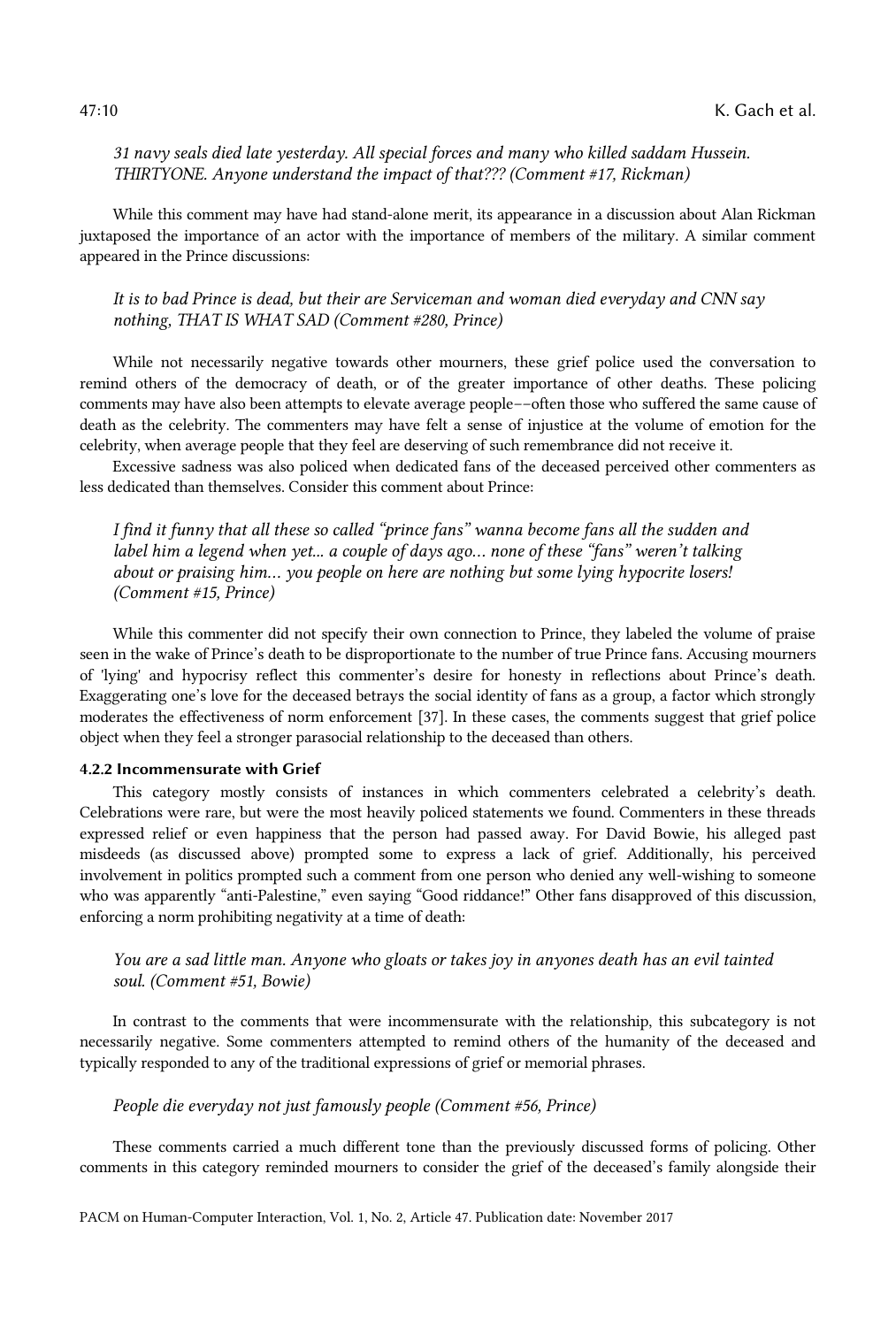*31 navy seals died late yesterday. All special forces and many who killed saddam Hussein. THIRTYONE. Anyone understand the impact of that??? (Comment #17, Rickman)*

While this comment may have had stand-alone merit, its appearance in a discussion about Alan Rickman juxtaposed the importance of an actor with the importance of members of the military. A similar comment appeared in the Prince discussions:

*It is to bad Prince is dead, but their are Serviceman and woman died everyday and CNN say nothing, THAT IS WHAT SAD (Comment #280, Prince)*

While not necessarily negative towards other mourners, these grief police used the conversation to remind others of the democracy of death, or of the greater importance of other deaths. These policing comments may have also been attempts to elevate average people––often those who suffered the same cause of death as the celebrity. The commenters may have felt a sense of injustice at the volume of emotion for the celebrity, when average people that they feel are deserving of such remembrance did not receive it.

Excessive sadness was also policed when dedicated fans of the deceased perceived other commenters as less dedicated than themselves. Consider this comment about Prince:

*I find it funny that all these so called "prince fans" wanna become fans all the sudden and label him a legend when yet... a couple of days ago… none of these "fans" weren't talking about or praising him… you people on here are nothing but some lying hypocrite losers! (Comment #15, Prince)*

While this commenter did not specify their own connection to Prince, they labeled the volume of praise seen in the wake of Prince's death to be disproportionate to the number of true Prince fans. Accusing mourners of 'lying' and hypocrisy reflect this commenter's desire for honesty in reflections about Prince's death. Exaggerating one's love for the deceased betrays the social identity of fans as a group, a factor which strongly moderates the effectiveness of norm enforcement [37]. In these cases, the comments suggest that grief police object when they feel a stronger parasocial relationship to the deceased than others.

#### 4.2.2 Incommensurate with Grief

This category mostly consists of instances in which commenters celebrated a celebrity's death. Celebrations were rare, but were the most heavily policed statements we found. Commenters in these threads expressed relief or even happiness that the person had passed away. For David Bowie, his alleged past misdeeds (as discussed above) prompted some to express a lack of grief. Additionally, his perceived involvement in politics prompted such a comment from one person who denied any well-wishing to someone who was apparently "anti-Palestine," even saying "Good riddance!" Other fans disapproved of this discussion, enforcing a norm prohibiting negativity at a time of death:

*You are a sad little man. Anyone who gloats or takes joy in anyones death has an evil tainted soul. (Comment #51, Bowie)*

In contrast to the comments that were incommensurate with the relationship, this subcategory is not necessarily negative. Some commenters attempted to remind others of the humanity of the deceased and typically responded to any of the traditional expressions of grief or memorial phrases.

*People die everyday not just famously people (Comment #56, Prince)*

These comments carried a much different tone than the previously discussed forms of policing. Other comments in this category reminded mourners to consider the grief of the deceased's family alongside their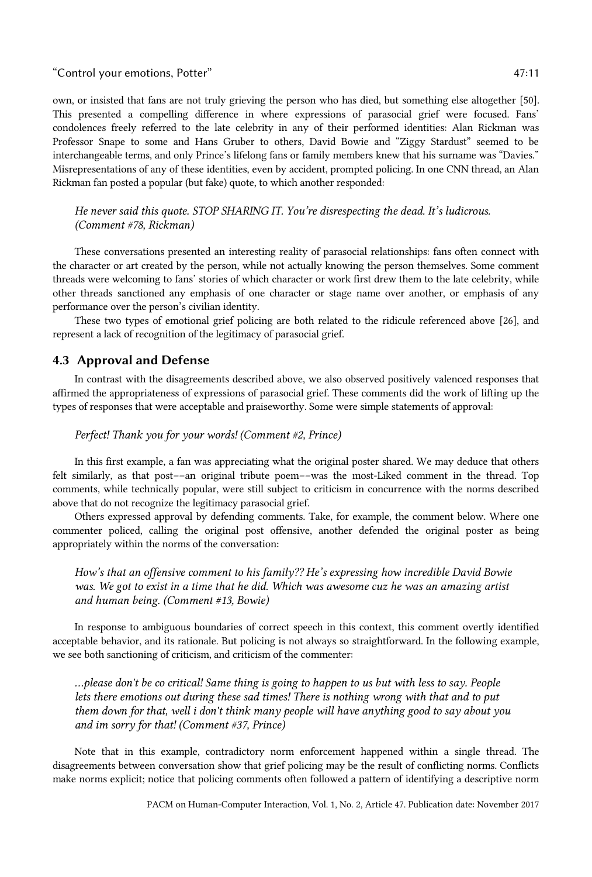own, or insisted that fans are not truly grieving the person who has died, but something else altogether [50]. This presented a compelling difference in where expressions of parasocial grief were focused. Fans' condolences freely referred to the late celebrity in any of their performed identities: Alan Rickman was Professor Snape to some and Hans Gruber to others, David Bowie and "Ziggy Stardust" seemed to be interchangeable terms, and only Prince's lifelong fans or family members knew that his surname was "Davies." Misrepresentations of any of these identities, even by accident, prompted policing. In one CNN thread, an Alan Rickman fan posted a popular (but fake) quote, to which another responded:

> *He never said this quote. STOP SHARING IT. You're disrespecting the dead. It's ludicrous. (Comment #78, Rickman)*

These conversations presented an interesting reality of parasocial relationships: fans often connect with the character or art created by the person, while not actually knowing the person themselves. Some comment threads were welcoming to fans' stories of which character or work first drew them to the late celebrity, while other threads sanctioned any emphasis of one character or stage name over another, or emphasis of any performance over the person's civilian identity.

These two types of emotional grief policing are both related to the ridicule referenced above [26], and represent a lack of recognition of the legitimacy of parasocial grief.

## 4.3 Approval and Defense

In contrast with the disagreements described above, we also observed positively valenced responses that affirmed the appropriateness of expressions of parasocial grief. These comments did the work of lifting up the types of responses that were acceptable and praiseworthy. Some were simple statements of approval:

> *Perfect! Thank you for your words! (Comment #2, Prince)*

In this first example, a fan was appreciating what the original poster shared. We may deduce that others felt similarly, as that post––an original tribute poem––was the most-Liked comment in the thread. Top comments, while technically popular, were still subject to criticism in concurrence with the norms described above that do not recognize the legitimacy parasocial grief.

Others expressed approval by defending comments. Take, for example, the comment below. Where one commenter policed, calling the original post offensive, another defended the original poster as being appropriately within the norms of the conversation:

> *How's that an offensive comment to his family?? He's expressing how incredible David Bowie was. We got to exist in a time that he did. Which was awesome cuz he was an amazing artist and human being. (Comment #13, Bowie)*

In response to ambiguous boundaries of correct speech in this context, this comment overtly identified acceptable behavior, and its rationale. But policing is not always so straightforward. In the following example, we see both sanctioning of criticism, and criticism of the commenter:

> *...please don't be co critical! Same thing is going to happen to us but with less to say. People lets there emotions out during these sad times! There is nothing wrong with that and to put them down for that, well i don't think many people will have anything good to say about you and im sorry for that! (Comment #37, Prince)*

Note that in this example, contradictory norm enforcement happened within a single thread. The disagreements between conversation show that grief policing may be the result of conflicting norms. Conflicts make norms explicit; notice that policing comments often followed a pattern of identifying a descriptive norm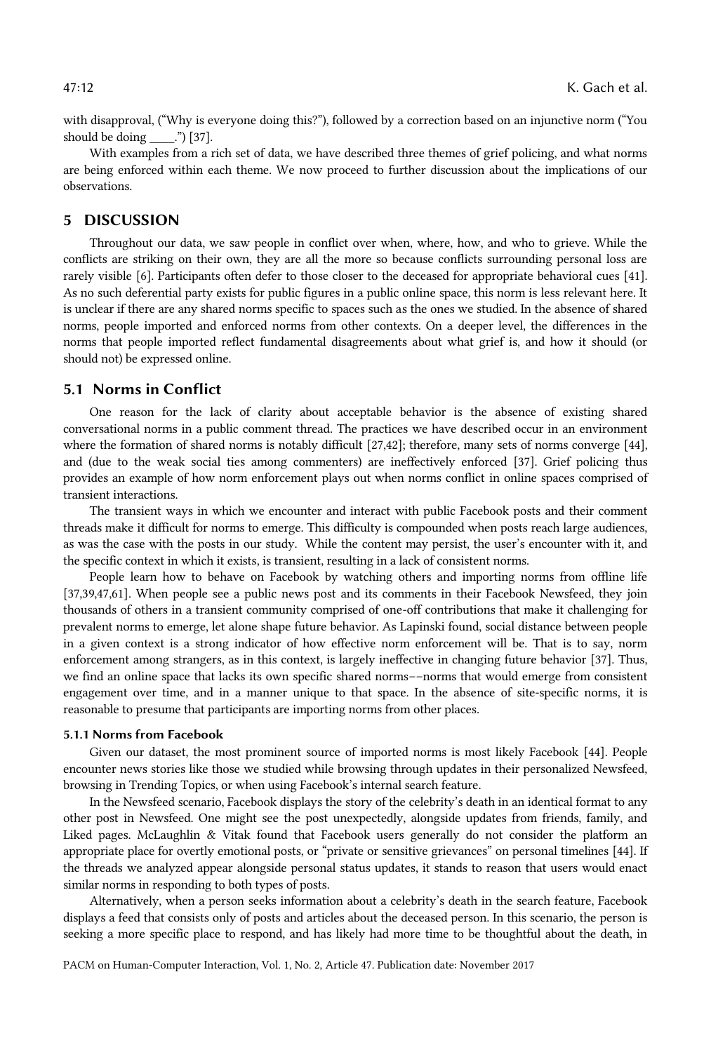with disapproval, ("Why is everyone doing this?"), followed by a correction based on an injunctive norm ("You should be doing ____.") [37].

With examples from a rich set of data, we have described three themes of grief policing, and what norms are being enforced within each theme. We now proceed to further discussion about the implications of our observations.

## 5 DISCUSSION

Throughout our data, we saw people in conflict over when, where, how, and who to grieve. While the conflicts are striking on their own, they are all the more so because conflicts surrounding personal loss are rarely visible [6]. Participants often defer to those closer to the deceased for appropriate behavioral cues [41]. As no such deferential party exists for public figures in a public online space, this norm is less relevant here. It is unclear if there are any shared norms specific to spaces such as the ones we studied. In the absence of shared norms, people imported and enforced norms from other contexts. On a deeper level, the differences in the norms that people imported reflect fundamental disagreements about what grief is, and how it should (or should not) be expressed online.

### 5.1 Norms in Conflict

One reason for the lack of clarity about acceptable behavior is the absence of existing shared conversational norms in a public comment thread. The practices we have described occur in an environment where the formation of shared norms is notably difficult [27,42]; therefore, many sets of norms converge [44], and (due to the weak social ties among commenters) are ineffectively enforced [37]. Grief policing thus provides an example of how norm enforcement plays out when norms conflict in online spaces comprised of transient interactions.

The transient ways in which we encounter and interact with public Facebook posts and their comment threads make it difficult for norms to emerge. This difficulty is compounded when posts reach large audiences, as was the case with the posts in our study. While the content may persist, the user's encounter with it, and the specific context in which it exists, is transient, resulting in a lack of consistent norms.

People learn how to behave on Facebook by watching others and importing norms from offline life [37,39,47,61]. When people see a public news post and its comments in their Facebook Newsfeed, they join thousands of others in a transient community comprised of one-off contributions that make it challenging for prevalent norms to emerge, let alone shape future behavior. As Lapinski found, social distance between people in a given context is a strong indicator of how effective norm enforcement will be. That is to say, norm enforcement among strangers, as in this context, is largely ineffective in changing future behavior [37]. Thus, we find an online space that lacks its own specific shared norms––norms that would emerge from consistent engagement over time, and in a manner unique to that space. In the absence of site-specific norms, it is reasonable to presume that participants are importing norms from other places.

#### 5.1.1 Norms from Facebook

Given our dataset, the most prominent source of imported norms is most likely Facebook [44]. People encounter news stories like those we studied while browsing through updates in their personalized Newsfeed, browsing in Trending Topics, or when using Facebook's internal search feature.

In the Newsfeed scenario, Facebook displays the story of the celebrity's death in an identical format to any other post in Newsfeed. One might see the post unexpectedly, alongside updates from friends, family, and Liked pages. McLaughlin & Vitak found that Facebook users generally do not consider the platform an appropriate place for overtly emotional posts, or "private or sensitive grievances" on personal timelines [44]. If the threads we analyzed appear alongside personal status updates, it stands to reason that users would enact similar norms in responding to both types of posts.

Alternatively, when a person seeks information about a celebrity's death in the search feature, Facebook displays a feed that consists only of posts and articles about the deceased person. In this scenario, the person is seeking a more specific place to respond, and has likely had more time to be thoughtful about the death, in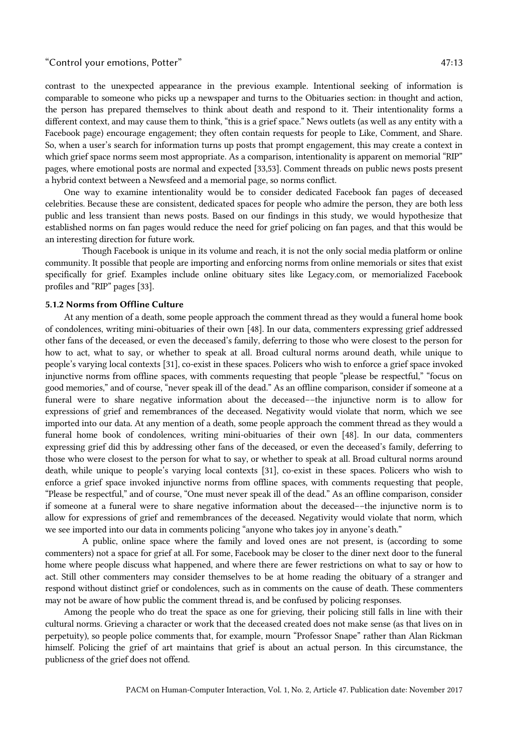contrast to the unexpected appearance in the previous example. Intentional seeking of information is comparable to someone who picks up a newspaper and turns to the Obituaries section: in thought and action, the person has prepared themselves to think about death and respond to it. Their intentionality forms a different context, and may cause them to think, "this is a grief space." News outlets (as well as any entity with a Facebook page) encourage engagement; they often contain requests for people to Like, Comment, and Share. So, when a user's search for information turns up posts that prompt engagement, this may create a context in which grief space norms seem most appropriate. As a comparison, intentionality is apparent on memorial "RIP" pages, where emotional posts are normal and expected [33,53]. Comment threads on public news posts present a hybrid context between a Newsfeed and a memorial page, so norms conflict.

One way to examine intentionality would be to consider dedicated Facebook fan pages of deceased celebrities. Because these are consistent, dedicated spaces for people who admire the person, they are both less public and less transient than news posts. Based on our findings in this study, we would hypothesize that established norms on fan pages would reduce the need for grief policing on fan pages, and that this would be an interesting direction for future work.

Though Facebook is unique in its volume and reach, it is not the only social media platform or online community. It possible that people are importing and enforcing norms from online memorials or sites that exist specifically for grief. Examples include online obituary sites like Legacy.com, or memorialized Facebook profiles and "RIP" pages [33].

### 5.1.2 Norms from Offline Culture

At any mention of a death, some people approach the comment thread as they would a funeral home book of condolences, writing mini-obituaries of their own [48]. In our data, commenters expressing grief addressed other fans of the deceased, or even the deceased's family, deferring to those who were closest to the person for how to act, what to say, or whether to speak at all. Broad cultural norms around death, while unique to people's varying local contexts [31], co-exist in these spaces. Policers who wish to enforce a grief space invoked injunctive norms from offline spaces, with comments requesting that people "please be respectful," "focus on good memories," and of course, "never speak ill of the dead." As an offline comparison, consider if someone at a funeral were to share negative information about the deceased––the injunctive norm is to allow for expressions of grief and remembrances of the deceased. Negativity would violate that norm, which we see imported into our data. At any mention of a death, some people approach the comment thread as they would a funeral home book of condolences, writing mini-obituaries of their own [48]. In our data, commenters expressing grief did this by addressing other fans of the deceased, or even the deceased's family, deferring to those who were closest to the person for what to say, or whether to speak at all. Broad cultural norms around death, while unique to people's varying local contexts [31], co-exist in these spaces. Policers who wish to enforce a grief space invoked injunctive norms from offline spaces, with comments requesting that people, "Please be respectful," and of course, "One must never speak ill of the dead." As an offline comparison, consider if someone at a funeral were to share negative information about the deceased––the injunctive norm is to allow for expressions of grief and remembrances of the deceased. Negativity would violate that norm, which we see imported into our data in comments policing "anyone who takes joy in anyone's death."

A public, online space where the family and loved ones are not present, is (according to some commenters) not a space for grief at all. For some, Facebook may be closer to the diner next door to the funeral home where people discuss what happened, and where there are fewer restrictions on what to say or how to act. Still other commenters may consider themselves to be at home reading the obituary of a stranger and respond without distinct grief or condolences, such as in comments on the cause of death. These commenters may not be aware of how public the comment thread is, and be confused by policing responses.

Among the people who do treat the space as one for grieving, their policing still falls in line with their cultural norms. Grieving a character or work that the deceased created does not make sense (as that lives on in perpetuity), so people police comments that, for example, mourn "Professor Snape" rather than Alan Rickman himself. Policing the grief of art maintains that grief is about an actual person. In this circumstance, the publicness of the grief does not offend.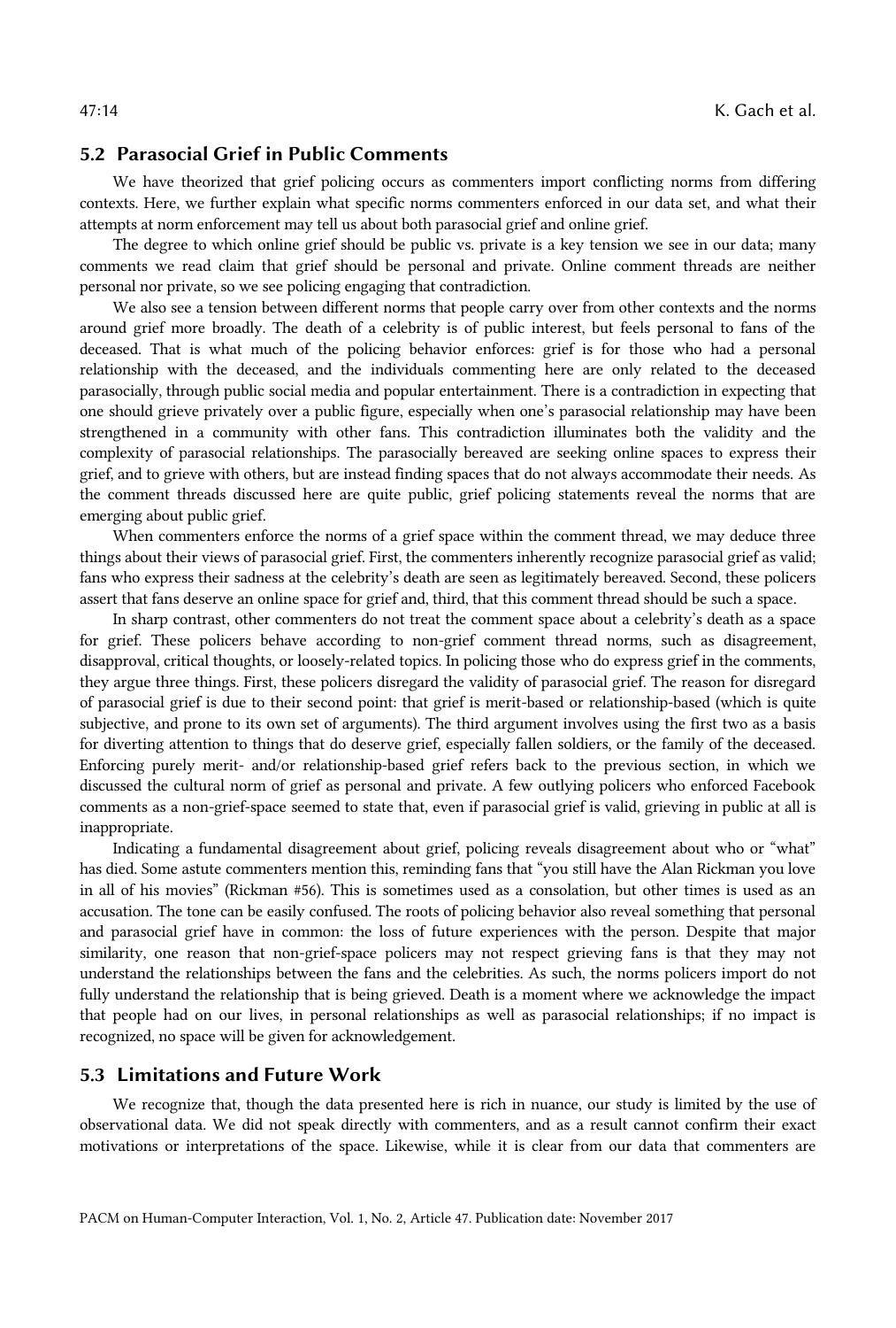## 5.2 Parasocial Grief in Public Comments

We have theorized that grief policing occurs as commenters import conflicting norms from differing contexts. Here, we further explain what specific norms commenters enforced in our data set, and what their attempts at norm enforcement may tell us about both parasocial grief and online grief.

The degree to which online grief should be public vs. private is a key tension we see in our data; many comments we read claim that grief should be personal and private. Online comment threads are neither personal nor private, so we see policing engaging that contradiction.

We also see a tension between different norms that people carry over from other contexts and the norms around grief more broadly. The death of a celebrity is of public interest, but feels personal to fans of the deceased. That is what much of the policing behavior enforces: grief is for those who had a personal relationship with the deceased, and the individuals commenting here are only related to the deceased parasocially, through public social media and popular entertainment. There is a contradiction in expecting that one should grieve privately over a public figure, especially when one's parasocial relationship may have been strengthened in a community with other fans. This contradiction illuminates both the validity and the complexity of parasocial relationships. The parasocially bereaved are seeking online spaces to express their grief, and to grieve with others, but are instead finding spaces that do not always accommodate their needs. As the comment threads discussed here are quite public, grief policing statements reveal the norms that are emerging about public grief.

When commenters enforce the norms of a grief space within the comment thread, we may deduce three things about their views of parasocial grief. First, the commenters inherently recognize parasocial grief as valid; fans who express their sadness at the celebrity's death are seen as legitimately bereaved. Second, these policers assert that fans deserve an online space for grief and, third, that this comment thread should be such a space.

In sharp contrast, other commenters do not treat the comment space about a celebrity's death as a space for grief. These policers behave according to non-grief comment thread norms, such as disagreement, disapproval, critical thoughts, or loosely-related topics. In policing those who do express grief in the comments, they argue three things. First, these policers disregard the validity of parasocial grief. The reason for disregard of parasocial grief is due to their second point: that grief is merit-based or relationship-based (which is quite subjective, and prone to its own set of arguments). The third argument involves using the first two as a basis for diverting attention to things that do deserve grief, especially fallen soldiers, or the family of the deceased. Enforcing purely merit- and/or relationship-based grief refers back to the previous section, in which we discussed the cultural norm of grief as personal and private. A few outlying policers who enforced Facebook comments as a non-grief-space seemed to state that, even if parasocial grief is valid, grieving in public at all is inappropriate.

Indicating a fundamental disagreement about grief, policing reveals disagreement about who or "what" has died. Some astute commenters mention this, reminding fans that "you still have the Alan Rickman you love in all of his movies" (Rickman #56). This is sometimes used as a consolation, but other times is used as an accusation. The tone can be easily confused. The roots of policing behavior also reveal something that personal and parasocial grief have in common: the loss of future experiences with the person. Despite that major similarity, one reason that non-grief-space policers may not respect grieving fans is that they may not understand the relationships between the fans and the celebrities. As such, the norms policers import do not fully understand the relationship that is being grieved. Death is a moment where we acknowledge the impact that people had on our lives, in personal relationships as well as parasocial relationships; if no impact is recognized, no space will be given for acknowledgement.

## 5.3 Limitations and Future Work

We recognize that, though the data presented here is rich in nuance, our study is limited by the use of observational data. We did not speak directly with commenters, and as a result cannot confirm their exact motivations or interpretations of the space. Likewise, while it is clear from our data that commenters are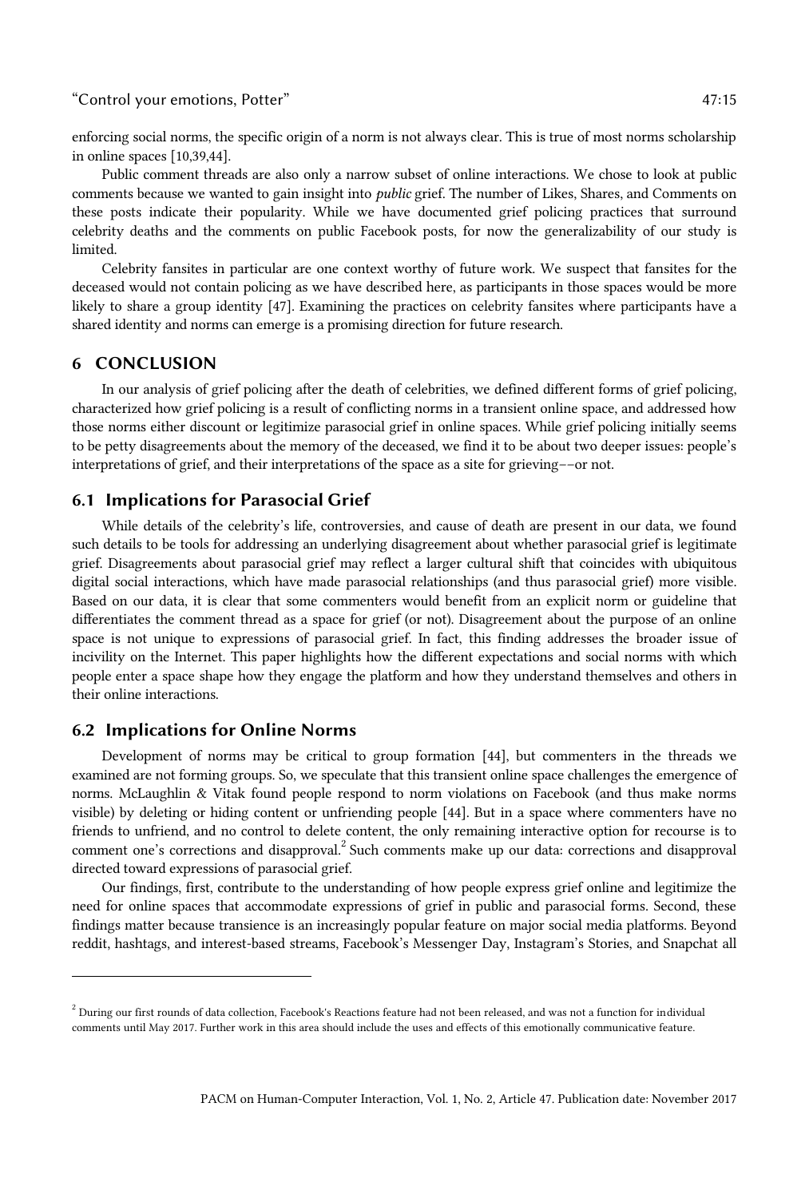enforcing social norms, the specific origin of a norm is not always clear. This is true of most norms scholarship in online spaces [10,39,44].

Public comment threads are also only a narrow subset of online interactions. We chose to look at public comments because we wanted to gain insight into *public* grief. The number of Likes, Shares, and Comments on these posts indicate their popularity. While we have documented grief policing practices that surround celebrity deaths and the comments on public Facebook posts, for now the generalizability of our study is limited.

Celebrity fansites in particular are one context worthy of future work. We suspect that fansites for the deceased would not contain policing as we have described here, as participants in those spaces would be more likely to share a group identity [47]. Examining the practices on celebrity fansites where participants have a shared identity and norms can emerge is a promising direction for future research.

## 6 CONCLUSION

In our analysis of grief policing after the death of celebrities, we defined different forms of grief policing, characterized how grief policing is a result of conflicting norms in a transient online space, and addressed how those norms either discount or legitimize parasocial grief in online spaces. While grief policing initially seems to be petty disagreements about the memory of the deceased, we find it to be about two deeper issues: people's interpretations of grief, and their interpretations of the space as a site for grieving––or not.

### 6.1 Implications for Parasocial Grief

While details of the celebrity's life, controversies, and cause of death are present in our data, we found such details to be tools for addressing an underlying disagreement about whether parasocial grief is legitimate grief. Disagreements about parasocial grief may reflect a larger cultural shift that coincides with ubiquitous digital social interactions, which have made parasocial relationships (and thus parasocial grief) more visible. Based on our data, it is clear that some commenters would benefit from an explicit norm or guideline that differentiates the comment thread as a space for grief (or not). Disagreement about the purpose of an online space is not unique to expressions of parasocial grief. In fact, this finding addresses the broader issue of incivility on the Internet. This paper highlights how the different expectations and social norms with which people enter a space shape how they engage the platform and how they understand themselves and others in their online interactions.

### 6.2 Implications for Online Norms

Development of norms may be critical to group formation [44], but commenters in the threads we examined are not forming groups. So, we speculate that this transient online space challenges the emergence of norms. McLaughlin & Vitak found people respond to norm violations on Facebook (and thus make norms visible) by deleting or hiding content or unfriending people [44]. But in a space where commenters have no friends to unfriend, and no control to delete content, the only remaining interactive option for recourse is to comment one's corrections and disapproval.[2] Such comments make up our data: corrections and disapproval directed toward expressions of parasocial grief.

Our findings, first, contribute to the understanding of how people express grief online and legitimize the need for online spaces that accommodate expressions of grief in public and parasocial forms. Second, these findings matter because transience is an increasingly popular feature on major social media platforms. Beyond reddit, hashtags, and interest-based streams, Facebook's Messenger Day, Instagram's Stories, and Snapchat all

[2] During our first rounds of data collection, Facebook's Reactions feature had not been released, and was not a function for individual comments until May 2017. Further work in this area should include the uses and effects of this emotionally communicative feature.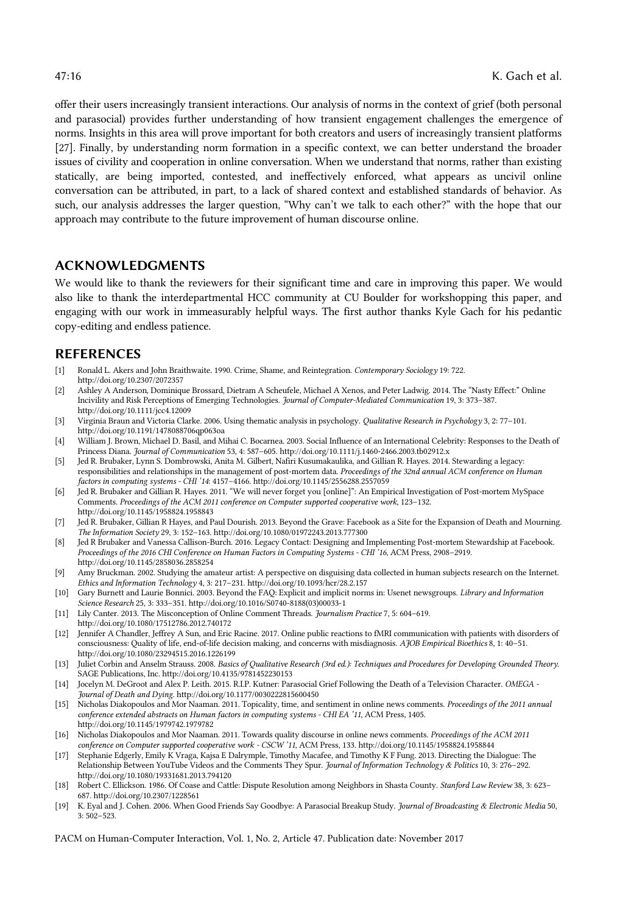offer their users increasingly transient interactions. Our analysis of norms in the context of grief (both personal and parasocial) provides further understanding of how transient engagement challenges the emergence of norms. Insights in this area will prove important for both creators and users of increasingly transient platforms [27]. Finally, by understanding norm formation in a specific context, we can better understand the broader issues of civility and cooperation in online conversation. When we understand that norms, rather than existing statically, are being imported, contested, and ineffectively enforced, what appears as uncivil online conversation can be attributed, in part, to a lack of shared context and established standards of behavior. As such, our analysis addresses the larger question, "Why can't we talk to each other?" with the hope that our approach may contribute to the future improvement of human discourse online.

## ACKNOWLEDGMENTS

We would like to thank the reviewers for their significant time and care in improving this paper. We would also like to thank the interdepartmental HCC community at CU Boulder for workshopping this paper, and engaging with our work in immeasurably helpful ways. The first author thanks Kyle Gach for his pedantic copy-editing and endless patience.

## REFERENCES

[1] Ronald L. Akers and John Braithwaite. 1990. Crime, Shame, and Reintegration. *Contemporary Sociology* 19: 722. http://doi.org/10.2307/2072357

[2] Ashley A Anderson, Dominique Brossard, Dietram A Scheufele, Michael A Xenos, and Peter Ladwig. 2014. The "Nasty Effect:" Online Incivility and Risk Perceptions of Emerging Technologies. *Journal of Computer-Mediated Communication* 19, 3: 373–387. http://doi.org/10.1111/jcc4.12009

[3] Virginia Braun and Victoria Clarke. 2006. Using thematic analysis in psychology. *Qualitative Research in Psychology* 3, 2: 77–101. http://doi.org/10.1191/1478088706qp063oa

[4] William J. Brown, Michael D. Basil, and Mihai C. Bocarnea. 2003. Social Influence of an International Celebrity: Responses to the Death of Princess Diana. *Journal of Communication* 53, 4: 587–605. http://doi.org/10.1111/j.1460-2466.2003.tb02912.x

[5] Jed R. Brubaker, Lynn S. Dombrowski, Anita M. Gilbert, Nafiri Kusumakaulika, and Gillian R. Hayes. 2014. Stewarding a legacy: responsibilities and relationships in the management of post-mortem data. *Proceedings of the 32nd annual ACM conference on Human factors in computing systems - CHI '14*: 4157–4166. http://doi.org/10.1145/2556288.2557059

[6] Jed R. Brubaker and Gillian R. Hayes. 2011. "We will never forget you [online]": An Empirical Investigation of Post-mortem MySpace Comments. *Proceedings of the ACM 2011 conference on Computer supported cooperative work*, 123–132. http://doi.org/10.1145/1958824.1958843

[7] Jed R. Brubaker, Gillian R Hayes, and Paul Dourish. 2013. Beyond the Grave: Facebook as a Site for the Expansion of Death and Mourning. *The Information Society* 29, 3: 152–163. http://doi.org/10.1080/01972243.2013.777300

[8] Jed R Brubaker and Vanessa Callison-Burch. 2016. Legacy Contact: Designing and Implementing Post-mortem Stewardship at Facebook. *Proceedings of the 2016 CHI Conference on Human Factors in Computing Systems - CHI '16*, ACM Press, 2908–2919. http://doi.org/10.1145/2858036.2858254

[9] Amy Bruckman. 2002. Studying the amateur artist: A perspective on disguising data collected in human subjects research on the Internet. *Ethics and Information Technology* 4, 3: 217–231. http://doi.org/10.1093/hcr/28.2.157

[10] Gary Burnett and Laurie Bonnici. 2003. Beyond the FAQ: Explicit and implicit norms in: Usenet newsgroups. *Library and Information Science Research* 25, 3: 333–351. http://doi.org/10.1016/S0740-8188(03)00033-1

[11] Lily Canter. 2013. The Misconception of Online Comment Threads. *Journalism Practice* 7, 5: 604–619. http://doi.org/10.1080/17512786.2012.740172

[12] Jennifer A Chandler, Jeffrey A Sun, and Eric Racine. 2017. Online public reactions to fMRI communication with patients with disorders of consciousness: Quality of life, end-of-life decision making, and concerns with misdiagnosis. *AJOB Empirical Bioethics* 8, 1: 40–51. http://doi.org/10.1080/23294515.2016.1226199

[13] Juliet Corbin and Anselm Strauss. 2008. *Basics of Qualitative Research (3rd ed.): Techniques and Procedures for Developing Grounded Theory.* SAGE Publications, Inc. http://doi.org/10.4135/9781452230153

[14] Jocelyn M. DeGroot and Alex P. Leith. 2015. R.I.P. Kutner: Parasocial Grief Following the Death of a Television Character. *OMEGA - Journal of Death and Dying.* http://doi.org/10.1177/0030222815600450

[15] Nicholas Diakopoulos and Mor Naaman. 2011. Topicality, time, and sentiment in online news comments. *Proceedings of the 2011 annual conference extended abstracts on Human factors in computing systems - CHI EA '11*, ACM Press, 1405. http://doi.org/10.1145/1979742.1979782

[16] Nicholas Diakopoulos and Mor Naaman. 2011. Towards quality discourse in online news comments. *Proceedings of the ACM 2011 conference on Computer supported cooperative work - CSCW '11*, ACM Press, 133. http://doi.org/10.1145/1958824.1958844

[17] Stephanie Edgerly, Emily K Vraga, Kajsa E Dalrymple, Timothy Macafee, and Timothy K F Fung. 2013. Directing the Dialogue: The Relationship Between YouTube Videos and the Comments They Spur. *Journal of Information Technology & Politics* 10, 3: 276–292. http://doi.org/10.1080/19331681.2013.794120

[18] Robert C. Ellickson. 1986. Of Coase and Cattle: Dispute Resolution among Neighbors in Shasta County. *Stanford Law Review* 38, 3: 623–687. http://doi.org/10.2307/1228561

[19] K. Eyal and J. Cohen. 2006. When Good Friends Say Goodbye: A Parasocial Breakup Study. *Journal of Broadcasting & Electronic Media* 50, 3: 502–523.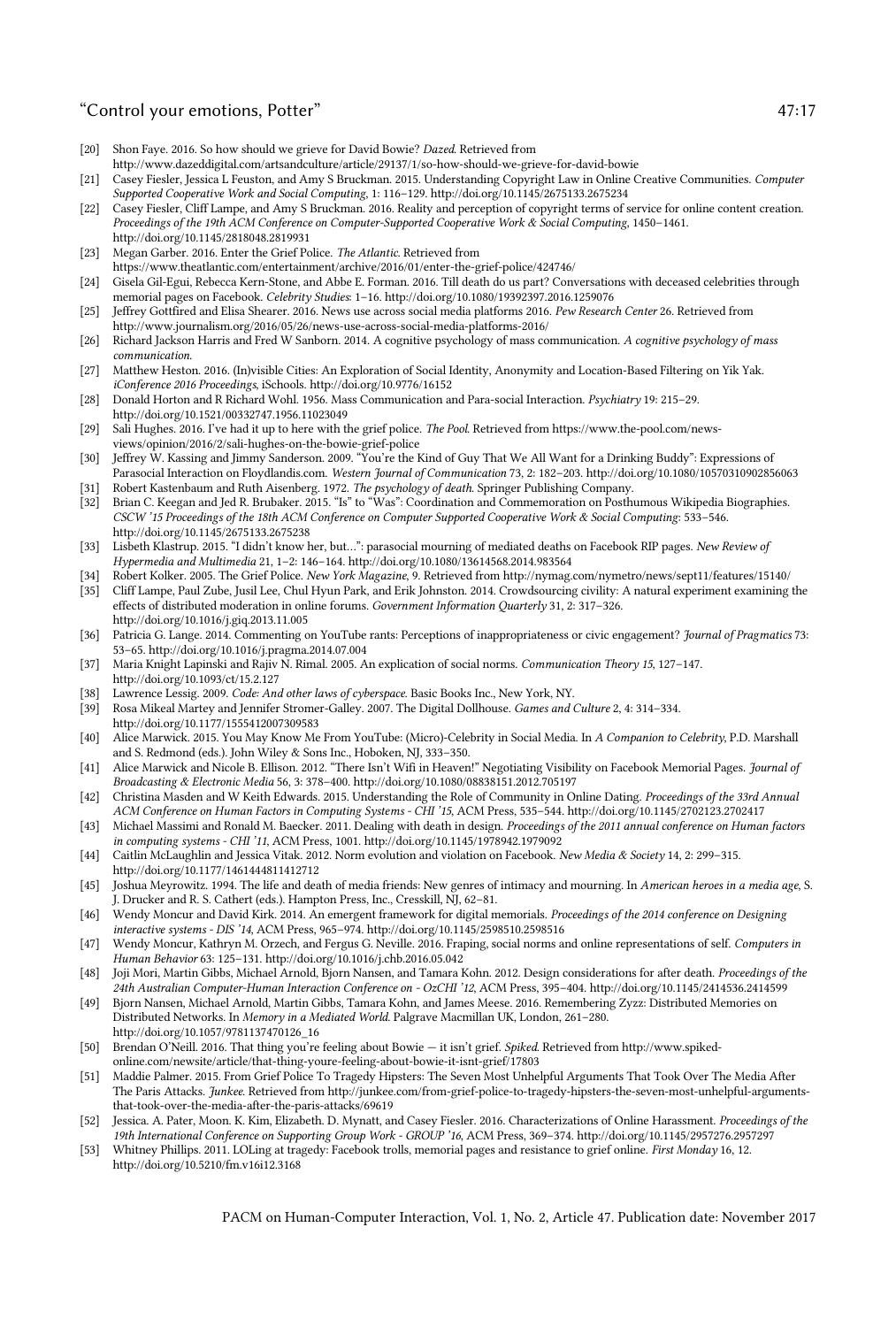[20] Shon Faye. 2016. So how should we grieve for David Bowie? *Dazed*. Retrieved from http://www.dazeddigital.com/artsandculture/article/29137/1/so-how-should-we-grieve-for-david-bowie

[21] Casey Fiesler, Jessica L Feuston, and Amy S Bruckman. 2015. Understanding Copyright Law in Online Creative Communities. *Computer Supported Cooperative Work and Social Computing*, 1: 116–129. http://doi.org/10.1145/2675133.2675234

[22] Casey Fiesler, Cliff Lampe, and Amy S Bruckman. 2016. Reality and perception of copyright terms of service for online content creation. *Proceedings of the 19th ACM Conference on Computer-Supported Cooperative Work & Social Computing*, 1450–1461. http://doi.org/10.1145/2818048.2819931

[23] Megan Garber. 2016. Enter the Grief Police. *The Atlantic*. Retrieved from https://www.theatlantic.com/entertainment/archive/2016/01/enter-the-grief-police/424746/

[24] Gisela Gil-Egui, Rebecca Kern-Stone, and Abbe E. Forman. 2016. Till death do us part? Conversations with deceased celebrities through memorial pages on Facebook. *Celebrity Studies*: 1–16. http://doi.org/10.1080/19392397.2016.1259076

[25] Jeffrey Gottfired and Elisa Shearer. 2016. News use across social media platforms 2016. *Pew Research Center* 26. Retrieved from http://www.journalism.org/2016/05/26/news-use-across-social-media-platforms-2016/

[26] Richard Jackson Harris and Fred W Sanborn. 2014. A cognitive psychology of mass communication. *A cognitive psychology of mass communication*.

[27] Matthew Heston. 2016. (In)visible Cities: An Exploration of Social Identity, Anonymity and Location-Based Filtering on Yik Yak. *iConference 2016 Proceedings*, iSchools. http://doi.org/10.9776/16152

[28] Donald Horton and R Richard Wohl. 1956. Mass Communication and Para-social Interaction. *Psychiatry* 19: 215–29. http://doi.org/10.1521/00332747.1956.11023049

[29] Sali Hughes. 2016. I've had it up to here with the grief police. *The Pool*. Retrieved from https://www.the-pool.com/news-views/opinion/2016/2/sali-hughes-on-the-bowie-grief-police

[30] Jeffrey W. Kassing and Jimmy Sanderson. 2009. "You're the Kind of Guy That We All Want for a Drinking Buddy": Expressions of Parasocial Interaction on Floydlandis.com. *Western Journal of Communication* 73, 2: 182–203. http://doi.org/10.1080/10570310902856063

[31] Robert Kastenbaum and Ruth Aisenberg. 1972. *The psychology of death*. Springer Publishing Company.

[32] Brian C. Keegan and Jed R. Brubaker. 2015. "Is" to "Was": Coordination and Commemoration on Posthumous Wikipedia Biographies. *CSCW '15 Proceedings of the 18th ACM Conference on Computer Supported Cooperative Work & Social Computing*: 533–546. http://doi.org/10.1145/2675133.2675238

[33] Lisbeth Klastrup. 2015. "I didn't know her, but…": parasocial mourning of mediated deaths on Facebook RIP pages. *New Review of Hypermedia and Multimedia* 21, 1–2: 146–164. http://doi.org/10.1080/13614568.2014.983564

[34] Robert Kolker. 2005. The Grief Police. *New York Magazine*, 9. Retrieved from http://nymag.com/nymetro/news/sept11/features/15140/

[35] Cliff Lampe, Paul Zube, Jusil Lee, Chul Hyun Park, and Erik Johnston. 2014. Crowdsourcing civility: A natural experiment examining the effects of distributed moderation in online forums. *Government Information Quarterly* 31, 2: 317–326. http://doi.org/10.1016/j.giq.2013.11.005

[36] Patricia G. Lange. 2014. Commenting on YouTube rants: Perceptions of inappropriateness or civic engagement? *Journal of Pragmatics* 73: 53–65. http://doi.org/10.1016/j.pragma.2014.07.004

[37] Maria Knight Lapinski and Rajiv N. Rimal. 2005. An explication of social norms. *Communication Theory 15*, 127–147. http://doi.org/10.1093/ct/15.2.127

[38] Lawrence Lessig. 2009. *Code: And other laws of cyberspace*. Basic Books Inc., New York, NY.

[39] Rosa Mikeal Martey and Jennifer Stromer-Galley. 2007. The Digital Dollhouse. *Games and Culture* 2, 4: 314–334. http://doi.org/10.1177/1555412007309583

[40] Alice Marwick. 2015. You May Know Me From YouTube: (Micro)-Celebrity in Social Media. In *A Companion to Celebrity*, P.D. Marshall and S. Redmond (eds.). John Wiley & Sons Inc., Hoboken, NJ, 333–350.

[41] Alice Marwick and Nicole B. Ellison. 2012. "There Isn't Wifi in Heaven!" Negotiating Visibility on Facebook Memorial Pages. *Journal of Broadcasting & Electronic Media* 56, 3: 378–400. http://doi.org/10.1080/08838151.2012.705197

[42] Christina Masden and W Keith Edwards. 2015. Understanding the Role of Community in Online Dating. *Proceedings of the 33rd Annual ACM Conference on Human Factors in Computing Systems - CHI '15*, ACM Press, 535–544. http://doi.org/10.1145/2702123.2702417

[43] Michael Massimi and Ronald M. Baecker. 2011. Dealing with death in design. *Proceedings of the 2011 annual conference on Human factors in computing systems - CHI '11*, ACM Press, 1001. http://doi.org/10.1145/1978942.1979092

[44] Caitlin McLaughlin and Jessica Vitak. 2012. Norm evolution and violation on Facebook. *New Media & Society* 14, 2: 299–315. http://doi.org/10.1177/1461444811412712

[45] Joshua Meyrowitz. 1994. The life and death of media friends: New genres of intimacy and mourning. In *American heroes in a media age*, S. J. Drucker and R. S. Cathert (eds.). Hampton Press, Inc., Cresskill, NJ, 62–81.

[46] Wendy Moncur and David Kirk. 2014. An emergent framework for digital memorials. *Proceedings of the 2014 conference on Designing interactive systems - DIS '14*, ACM Press, 965–974. http://doi.org/10.1145/2598510.2598516

[47] Wendy Moncur, Kathryn M. Orzech, and Fergus G. Neville. 2016. Fraping, social norms and online representations of self. *Computers in Human Behavior* 63: 125–131. http://doi.org/10.1016/j.chb.2016.05.042

[48] Joji Mori, Martin Gibbs, Michael Arnold, Bjorn Nansen, and Tamara Kohn. 2012. Design considerations for after death. *Proceedings of the 24th Australian Computer-Human Interaction Conference on - OzCHI '12*, ACM Press, 395–404. http://doi.org/10.1145/2414536.2414599

[49] Bjorn Nansen, Michael Arnold, Martin Gibbs, Tamara Kohn, and James Meese. 2016. Remembering Zyzz: Distributed Memories on Distributed Networks. In *Memory in a Mediated World*. Palgrave Macmillan UK, London, 261–280. http://doi.org/10.1057/9781137470126_16

[50] Brendan O'Neill. 2016. That thing you're feeling about Bowie — it isn't grief. *Spiked*. Retrieved from http://www.spiked-online.com/newsite/article/that-thing-youre-feeling-about-bowie-it-isnt-grief/17803

[51] Maddie Palmer. 2015. From Grief Police To Tragedy Hipsters: The Seven Most Unhelpful Arguments That Took Over The Media After The Paris Attacks. *Junkee*. Retrieved from http://junkee.com/from-grief-police-to-tragedy-hipsters-the-seven-most-unhelpful-arguments-that-took-over-the-media-after-the-paris-attacks/69619

[52] Jessica. A. Pater, Moon. K. Kim, Elizabeth. D. Mynatt, and Casey Fiesler. 2016. Characterizations of Online Harassment. *Proceedings of the 19th International Conference on Supporting Group Work - GROUP '16*, ACM Press, 369–374. http://doi.org/10.1145/2957276.2957297

[53] Whitney Phillips. 2011. LOLing at tragedy: Facebook trolls, memorial pages and resistance to grief online. *First Monday* 16, 12. http://doi.org/10.5210/fm.v16i12.3168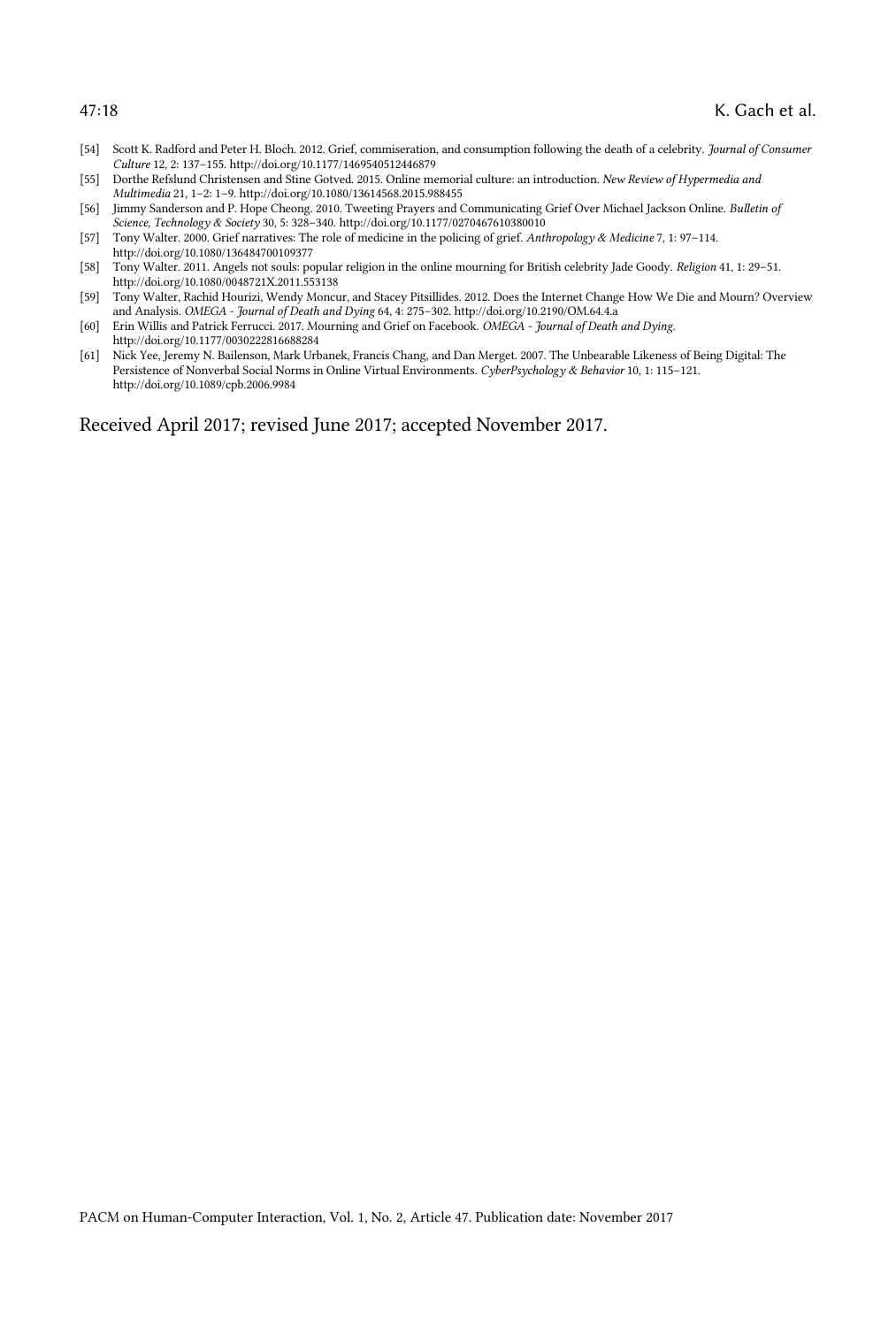[54] Scott K. Radford and Peter H. Bloch. 2012. Grief, commiseration, and consumption following the death of a celebrity. *Journal of Consumer Culture* 12, 2: 137–155. http://doi.org/10.1177/1469540512446879

[55] Dorthe Refslund Christensen and Stine Gotved. 2015. Online memorial culture: an introduction. *New Review of Hypermedia and Multimedia* 21, 1–2: 1–9. http://doi.org/10.1080/13614568.2015.988455

[56] Jimmy Sanderson and P. Hope Cheong. 2010. Tweeting Prayers and Communicating Grief Over Michael Jackson Online. *Bulletin of Science, Technology & Society* 30, 5: 328–340. http://doi.org/10.1177/0270467610380010

[57] Tony Walter. 2000. Grief narratives: The role of medicine in the policing of grief. *Anthropology & Medicine* 7, 1: 97–114. http://doi.org/10.1080/136484700109377

[58] Tony Walter. 2011. Angels not souls: popular religion in the online mourning for British celebrity Jade Goody. *Religion* 41, 1: 29–51. http://doi.org/10.1080/0048721X.2011.553138

[59] Tony Walter, Rachid Hourizi, Wendy Moncur, and Stacey Pitsillides. 2012. Does the Internet Change How We Die and Mourn? Overview and Analysis. *OMEGA - Journal of Death and Dying* 64, 4: 275–302. http://doi.org/10.2190/OM.64.4.a

[60] Erin Willis and Patrick Ferrucci. 2017. Mourning and Grief on Facebook. *OMEGA - Journal of Death and Dying*. http://doi.org/10.1177/0030222816688284

[61] Nick Yee, Jeremy N. Bailenson, Mark Urbanek, Francis Chang, and Dan Merget. 2007. The Unbearable Likeness of Being Digital: The Persistence of Nonverbal Social Norms in Online Virtual Environments. *CyberPsychology & Behavior* 10, 1: 115–121. http://doi.org/10.1089/cpb.2006.9984

Received April 2017; revised June 2017; accepted November 2017.